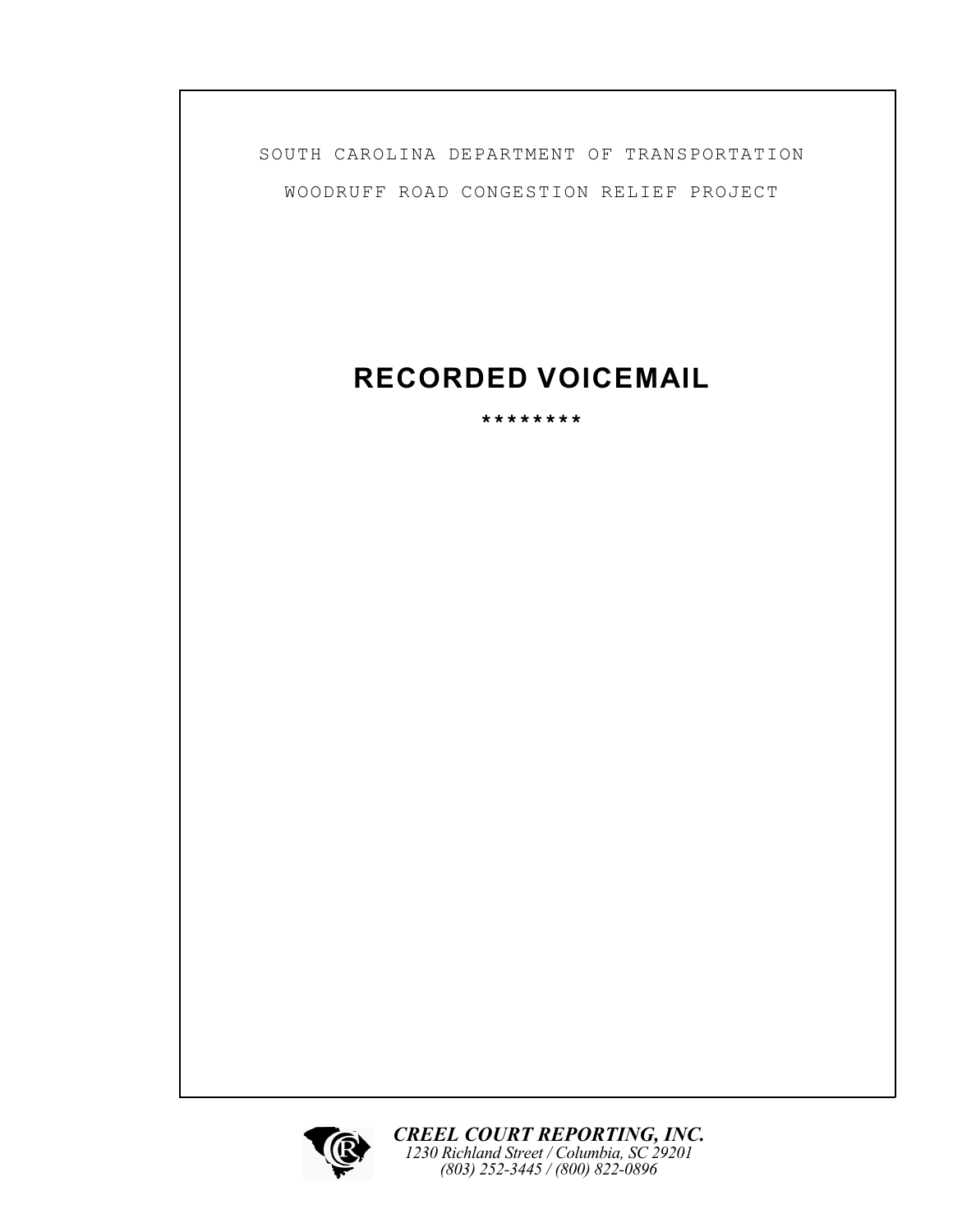SOUTH CAROLINA DEPARTMENT OF TRANSPORTATION

WOODRUFF ROAD CONGESTION RELIEF PROJECT

# RECORDED VOICEMAIL

********

***CREEL COURT REPORTING, INC.***
*1230 Richland Street / Columbia, SC 29201*
*(803) 252-3445 / (800) 822-0896*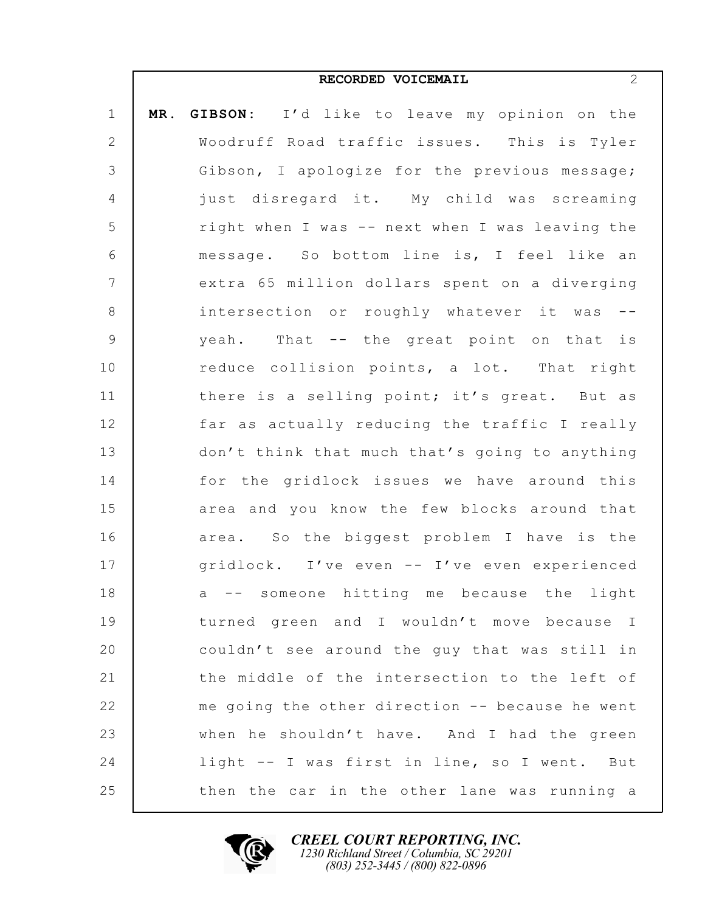**RECORDED VOICEMAIL**

**MR. GIBSON:** I'd like to leave my opinion on the Woodruff Road traffic issues. This is Tyler Gibson, I apologize for the previous message; just disregard it. My child was screaming right when I was -- next when I was leaving the message. So bottom line is, I feel like an extra 65 million dollars spent on a diverging intersection or roughly whatever it was -- yeah. That -- the great point on that is reduce collision points, a lot. That right there is a selling point; it's great. But as far as actually reducing the traffic I really don't think that much that's going to anything for the gridlock issues we have around this area and you know the few blocks around that area. So the biggest problem I have is the gridlock. I've even -- I've even experienced a -- someone hitting me because the light turned green and I wouldn't move because I couldn't see around the guy that was still in the middle of the intersection to the left of me going the other direction -- because he went when he shouldn't have. And I had the green light -- I was first in line, so I went. But then the car in the other lane was running a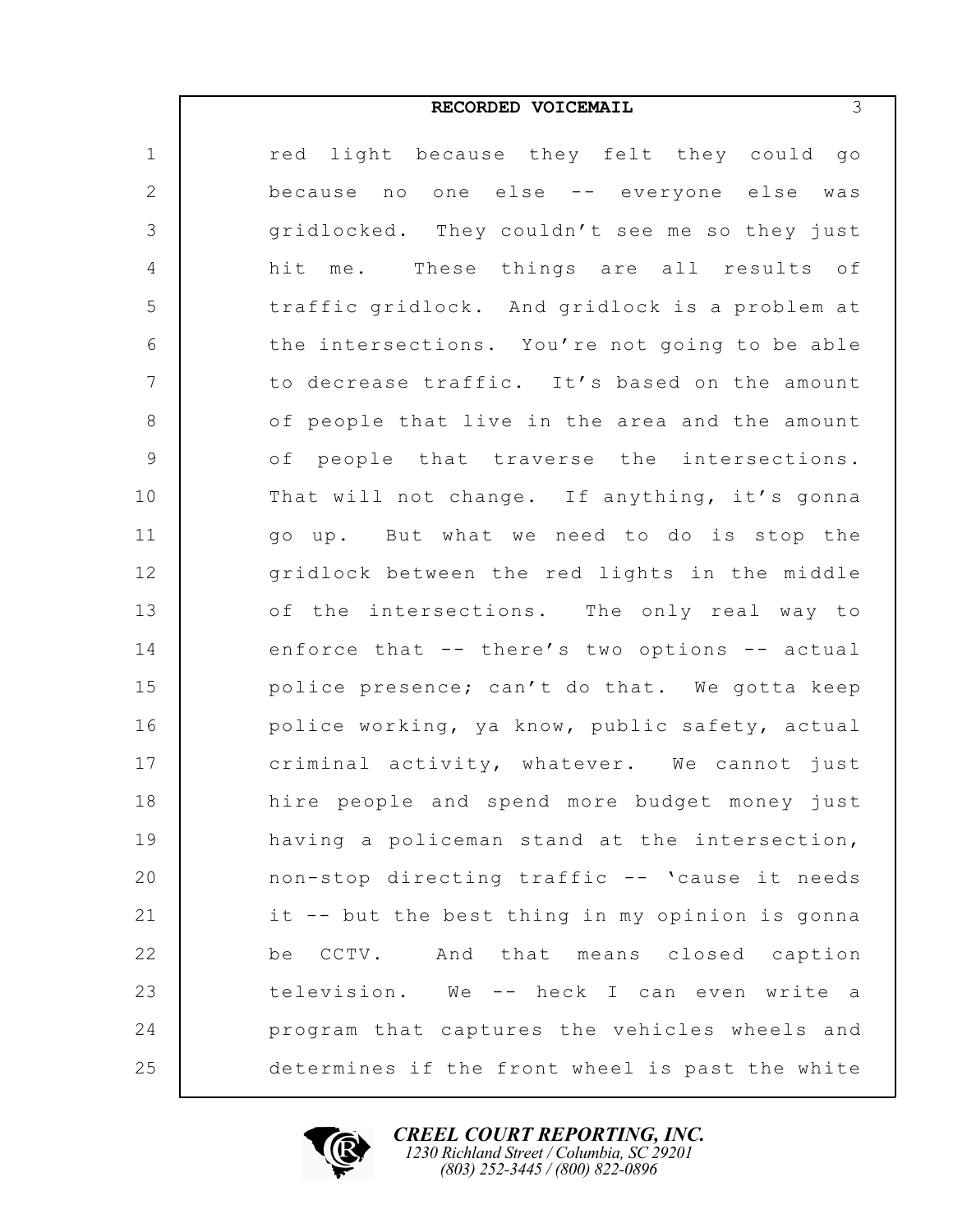red light because they felt they could go because no one else -- everyone else was gridlocked. They couldn't see me so they just hit me. These things are all results of traffic gridlock. And gridlock is a problem at the intersections. You're not going to be able to decrease traffic. It's based on the amount of people that live in the area and the amount of people that traverse the intersections. That will not change. If anything, it's gonna go up. But what we need to do is stop the gridlock between the red lights in the middle of the intersections. The only real way to enforce that -- there's two options -- actual police presence; can't do that. We gotta keep police working, ya know, public safety, actual criminal activity, whatever. We cannot just hire people and spend more budget money just having a policeman stand at the intersection, non-stop directing traffic -- 'cause it needs it -- but the best thing in my opinion is gonna be CCTV. And that means closed caption television. We -- heck I can even write a program that captures the vehicles wheels and determines if the front wheel is past the white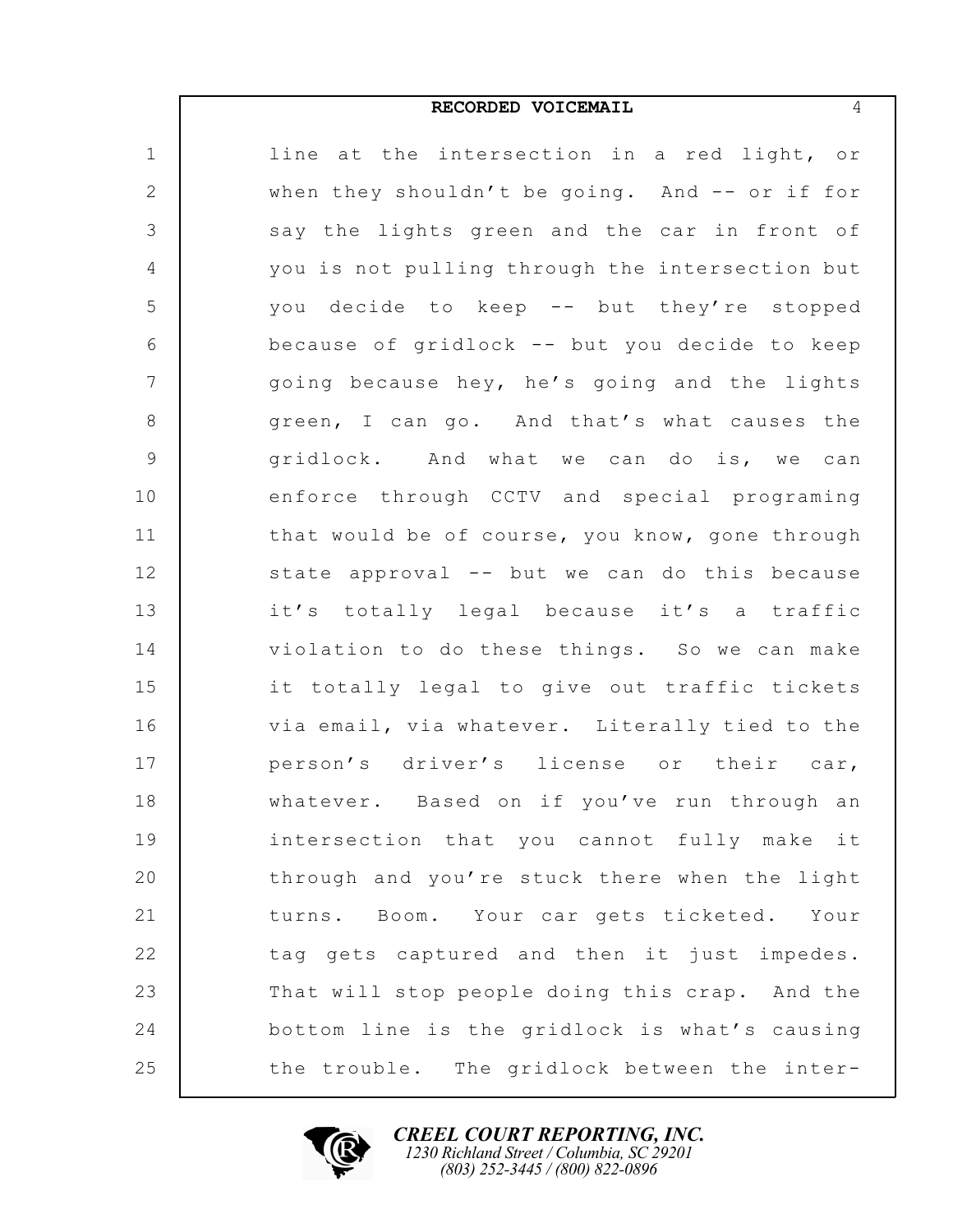line at the intersection in a red light, or when they shouldn't be going. And -- or if for say the lights green and the car in front of you is not pulling through the intersection but you decide to keep -- but they're stopped because of gridlock -- but you decide to keep going because hey, he's going and the lights green, I can go. And that's what causes the gridlock. And what we can do is, we can enforce through CCTV and special programing that would be of course, you know, gone through state approval -- but we can do this because it's totally legal because it's a traffic violation to do these things. So we can make it totally legal to give out traffic tickets via email, via whatever. Literally tied to the person's driver's license or their car, whatever. Based on if you've run through an intersection that you cannot fully make it through and you're stuck there when the light turns. Boom. Your car gets ticketed. Your tag gets captured and then it just impedes. That will stop people doing this crap. And the bottom line is the gridlock is what's causing the trouble. The gridlock between the inter-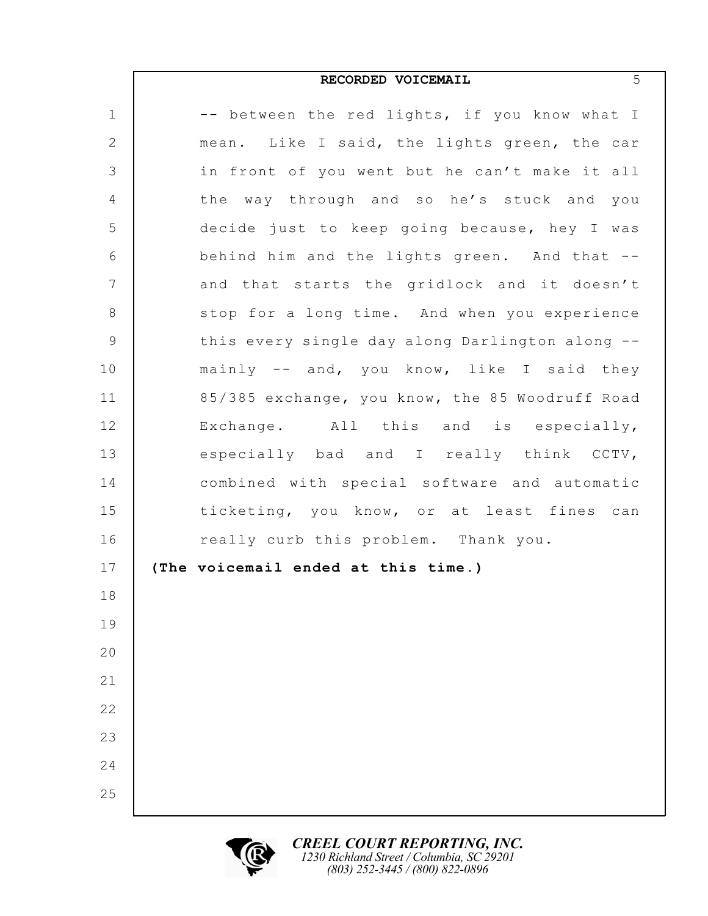-- between the red lights, if you know what I mean. Like I said, the lights green, the car in front of you went but he can't make it all the way through and so he's stuck and you decide just to keep going because, hey I was behind him and the lights green. And that -- and that starts the gridlock and it doesn't stop for a long time. And when you experience this every single day along Darlington along -- mainly -- and, you know, like I said they 85/385 exchange, you know, the 85 Woodruff Road Exchange. All this and is especially, especially bad and I really think CCTV, combined with special software and automatic ticketing, you know, or at least fines can really curb this problem. Thank you.

**(The voicemail ended at this time.)**